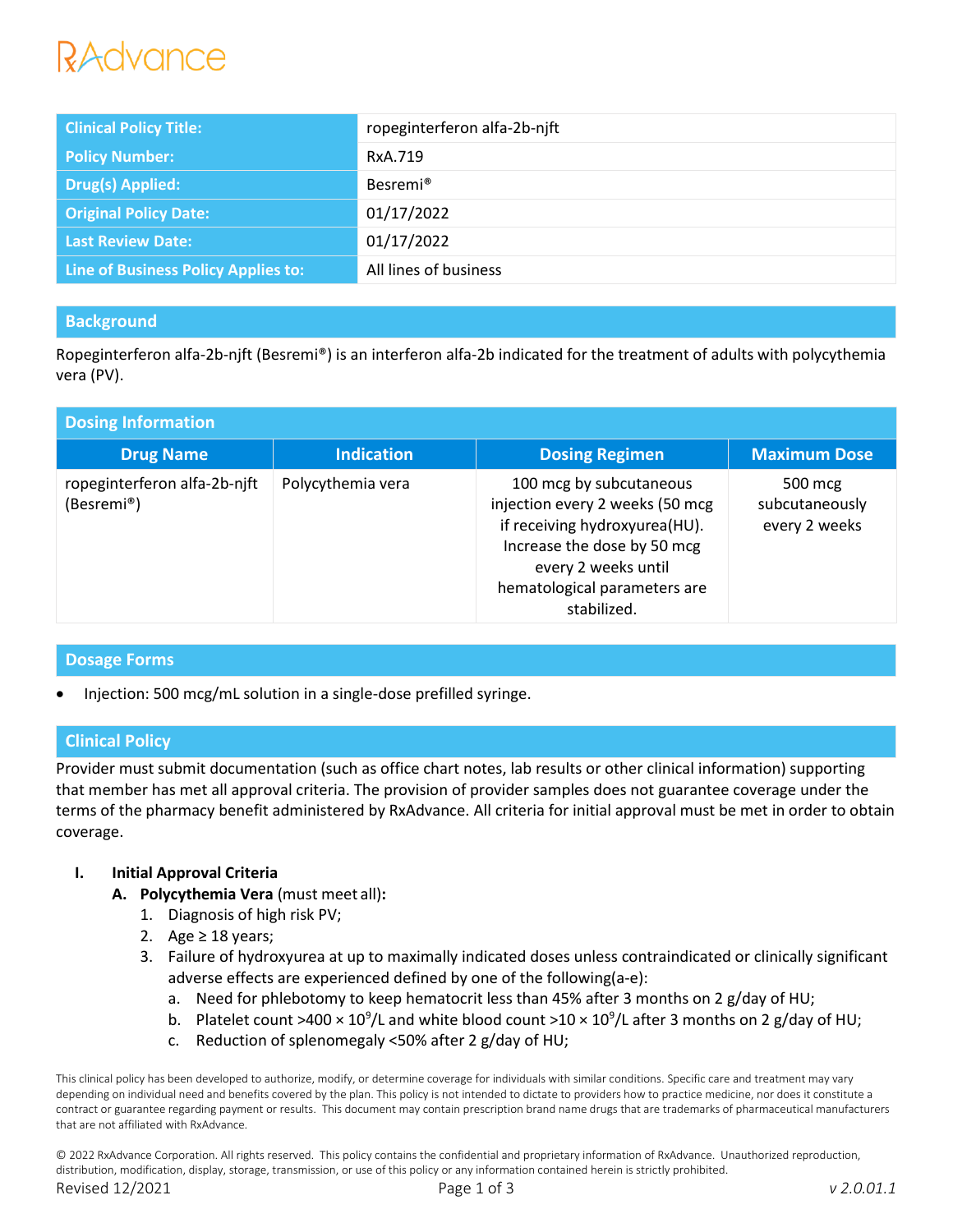# RxAdvance

| Clinical Policy Title: | ropeginterferon alfa-2b-njft |
|---|---|
| Policy Number: | RxA.719 |
| Drug(s) Applied: | Besremi® |
| Original Policy Date: | 01/17/2022 |
| Last Review Date: | 01/17/2022 |
| Line of Business Policy Applies to: | All lines of business |

## Background

Ropeginterferon alfa-2b-njft (Besremi®) is an interferon alfa-2b indicated for the treatment of adults with polycythemia vera (PV).

## Dosing Information

| Drug Name | Indication | Dosing Regimen | Maximum Dose |
|---|---|---|---|
| ropeginterferon alfa-2b-njft (Besremi®) | Polycythemia vera | 100 mcg by subcutaneous injection every 2 weeks (50 mcg if receiving hydroxyurea(HU). Increase the dose by 50 mcg every 2 weeks until hematological parameters are stabilized. | 500 mcg subcutaneously every 2 weeks |

## Dosage Forms

- Injection: 500 mcg/mL solution in a single-dose prefilled syringe.

## Clinical Policy

Provider must submit documentation (such as office chart notes, lab results or other clinical information) supporting that member has met all approval criteria. The provision of provider samples does not guarantee coverage under the terms of the pharmacy benefit administered by RxAdvance. All criteria for initial approval must be met in order to obtain coverage.

**I. Initial Approval Criteria**

**A. Polycythemia Vera** (must meet all)**:**

1. Diagnosis of high risk PV;
2. Age ≥ 18 years;
3. Failure of hydroxyurea at up to maximally indicated doses unless contraindicated or clinically significant adverse effects are experienced defined by one of the following(a-e):
   a. Need for phlebotomy to keep hematocrit less than 45% after 3 months on 2 g/day of HU;
   b. Platelet count >400 × $10^9$/L and white blood count >10 × $10^9$/L after 3 months on 2 g/day of HU;
   c. Reduction of splenomegaly <50% after 2 g/day of HU;

This clinical policy has been developed to authorize, modify, or determine coverage for individuals with similar conditions. Specific care and treatment may vary depending on individual need and benefits covered by the plan. This policy is not intended to dictate to providers how to practice medicine, nor does it constitute a contract or guarantee regarding payment or results. This document may contain prescription brand name drugs that are trademarks of pharmaceutical manufacturers that are not affiliated with RxAdvance.

© 2022 RxAdvance Corporation. All rights reserved. This policy contains the confidential and proprietary information of RxAdvance. Unauthorized reproduction, distribution, modification, display, storage, transmission, or use of this policy or any information contained herein is strictly prohibited.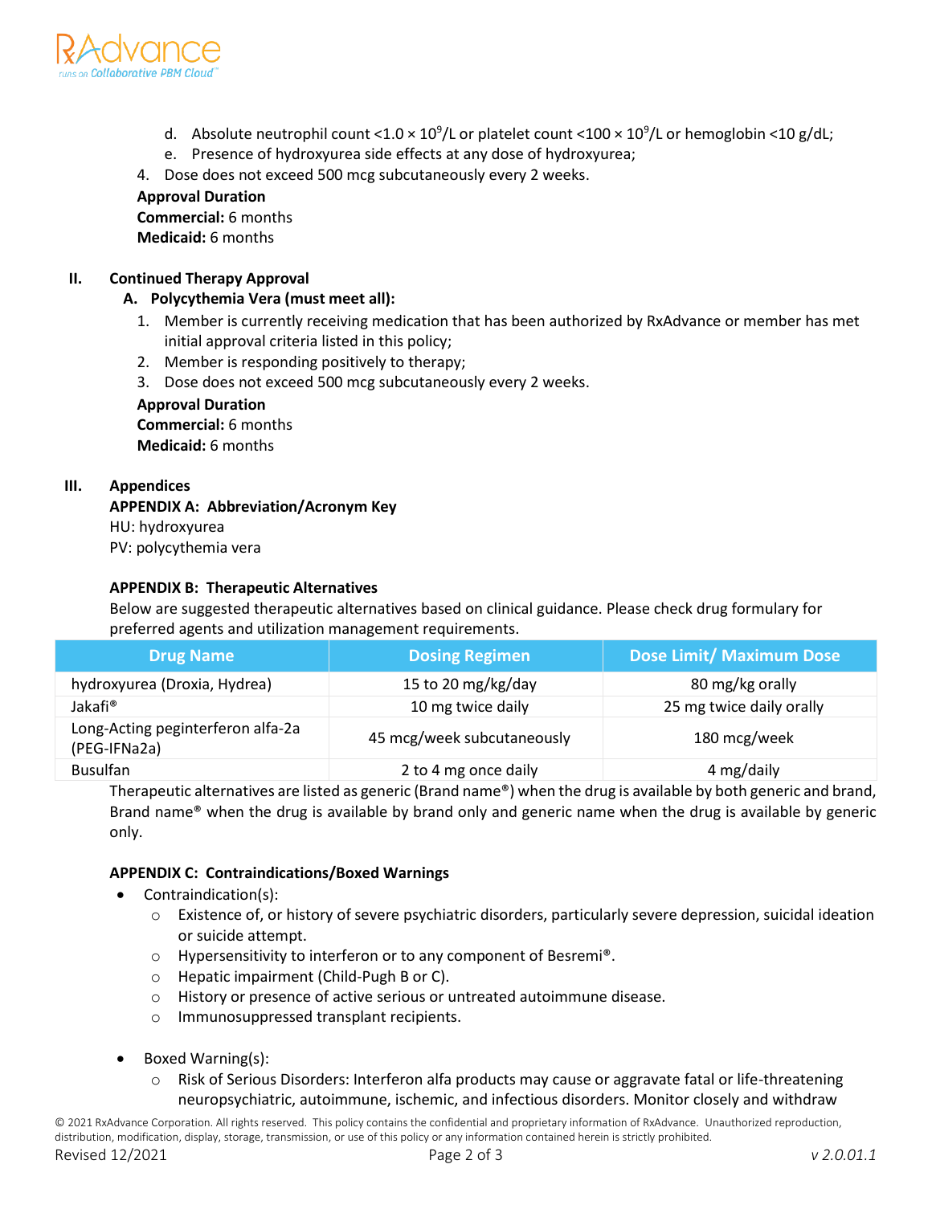d. Absolute neutrophil count <$1.0 \times 10^9$/L or platelet count <$100 \times 10^9$/L or hemoglobin <10 g/dL;
e. Presence of hydroxyurea side effects at any dose of hydroxyurea;

4. Dose does not exceed 500 mcg subcutaneously every 2 weeks.

**Approval Duration**
**Commercial:** 6 months
**Medicaid:** 6 months

## II. Continued Therapy Approval

### A. Polycythemia Vera (must meet all):

1. Member is currently receiving medication that has been authorized by RxAdvance or member has met initial approval criteria listed in this policy;
2. Member is responding positively to therapy;
3. Dose does not exceed 500 mcg subcutaneously every 2 weeks.

**Approval Duration**
**Commercial:** 6 months
**Medicaid:** 6 months

## III. Appendices

**APPENDIX A: Abbreviation/Acronym Key**
HU: hydroxyurea
PV: polycythemia vera

**APPENDIX B: Therapeutic Alternatives**
Below are suggested therapeutic alternatives based on clinical guidance. Please check drug formulary for preferred agents and utilization management requirements.

| Drug Name | Dosing Regimen | Dose Limit/ Maximum Dose |
|---|---|---|
| hydroxyurea (Droxia, Hydrea) | 15 to 20 mg/kg/day | 80 mg/kg orally |
| Jakafi® | 10 mg twice daily | 25 mg twice daily orally |
| Long-Acting peginterferon alfa-2a (PEG-IFNa2a) | 45 mcg/week subcutaneously | 180 mcg/week |
| Busulfan | 2 to 4 mg once daily | 4 mg/daily |

Therapeutic alternatives are listed as generic (Brand name®) when the drug is available by both generic and brand, Brand name® when the drug is available by brand only and generic name when the drug is available by generic only.

**APPENDIX C: Contraindications/Boxed Warnings**

- Contraindication(s):
  - Existence of, or history of severe psychiatric disorders, particularly severe depression, suicidal ideation or suicide attempt.
  - Hypersensitivity to interferon or to any component of Besremi®.
  - Hepatic impairment (Child-Pugh B or C).
  - History or presence of active serious or untreated autoimmune disease.
  - Immunosuppressed transplant recipients.

- Boxed Warning(s):
  - Risk of Serious Disorders: Interferon alfa products may cause or aggravate fatal or life-threatening neuropsychiatric, autoimmune, ischemic, and infectious disorders. Monitor closely and withdraw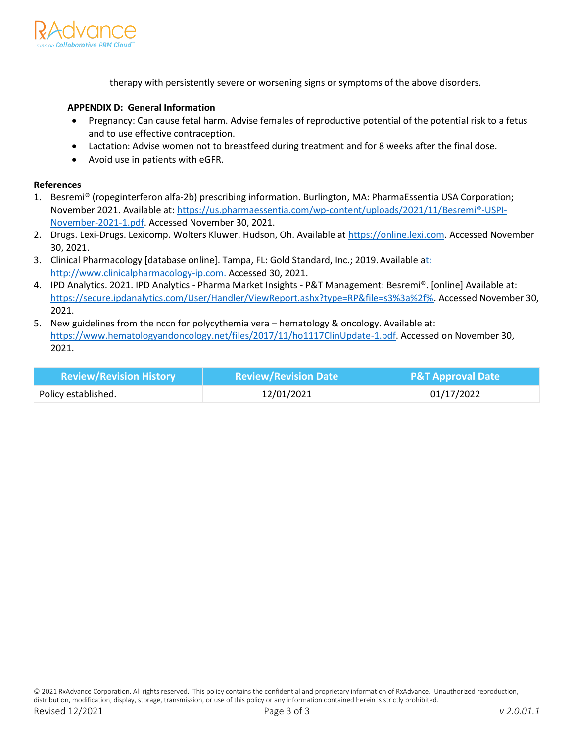therapy with persistently severe or worsening signs or symptoms of the above disorders.

**APPENDIX D: General Information**

- Pregnancy: Can cause fetal harm. Advise females of reproductive potential of the potential risk to a fetus and to use effective contraception.
- Lactation: Advise women not to breastfeed during treatment and for 8 weeks after the final dose.
- Avoid use in patients with eGFR.

**References**

1. Besremi® (ropeginterferon alfa-2b) prescribing information. Burlington, MA: PharmaEssentia USA Corporation; November 2021. Available at: https://us.pharmaessentia.com/wp-content/uploads/2021/11/Besremi®-USPI-November-2021-1.pdf. Accessed November 30, 2021.
2. Drugs. Lexi-Drugs. Lexicomp. Wolters Kluwer. Hudson, Oh. Available at https://online.lexi.com. Accessed November 30, 2021.
3. Clinical Pharmacology [database online]. Tampa, FL: Gold Standard, Inc.; 2019. Available at: http://www.clinicalpharmacology-ip.com. Accessed 30, 2021.
4. IPD Analytics. 2021. IPD Analytics - Pharma Market Insights - P&T Management: Besremi®. [online] Available at: https://secure.ipdanalytics.com/User/Handler/ViewReport.ashx?type=RP&file=s3%3a%2f%. Accessed November 30, 2021.
5. New guidelines from the nccn for polycythemia vera – hematology & oncology. Available at: https://www.hematologyandoncology.net/files/2017/11/ho1117ClinUpdate-1.pdf. Accessed on November 30, 2021.

| Review/Revision History | Review/Revision Date | P&T Approval Date |
|---|---|---|
| Policy established. | 12/01/2021 | 01/17/2022 |

© 2021 RxAdvance Corporation. All rights reserved. This policy contains the confidential and proprietary information of RxAdvance. Unauthorized reproduction, distribution, modification, display, storage, transmission, or use of this policy or any information contained herein is strictly prohibited.